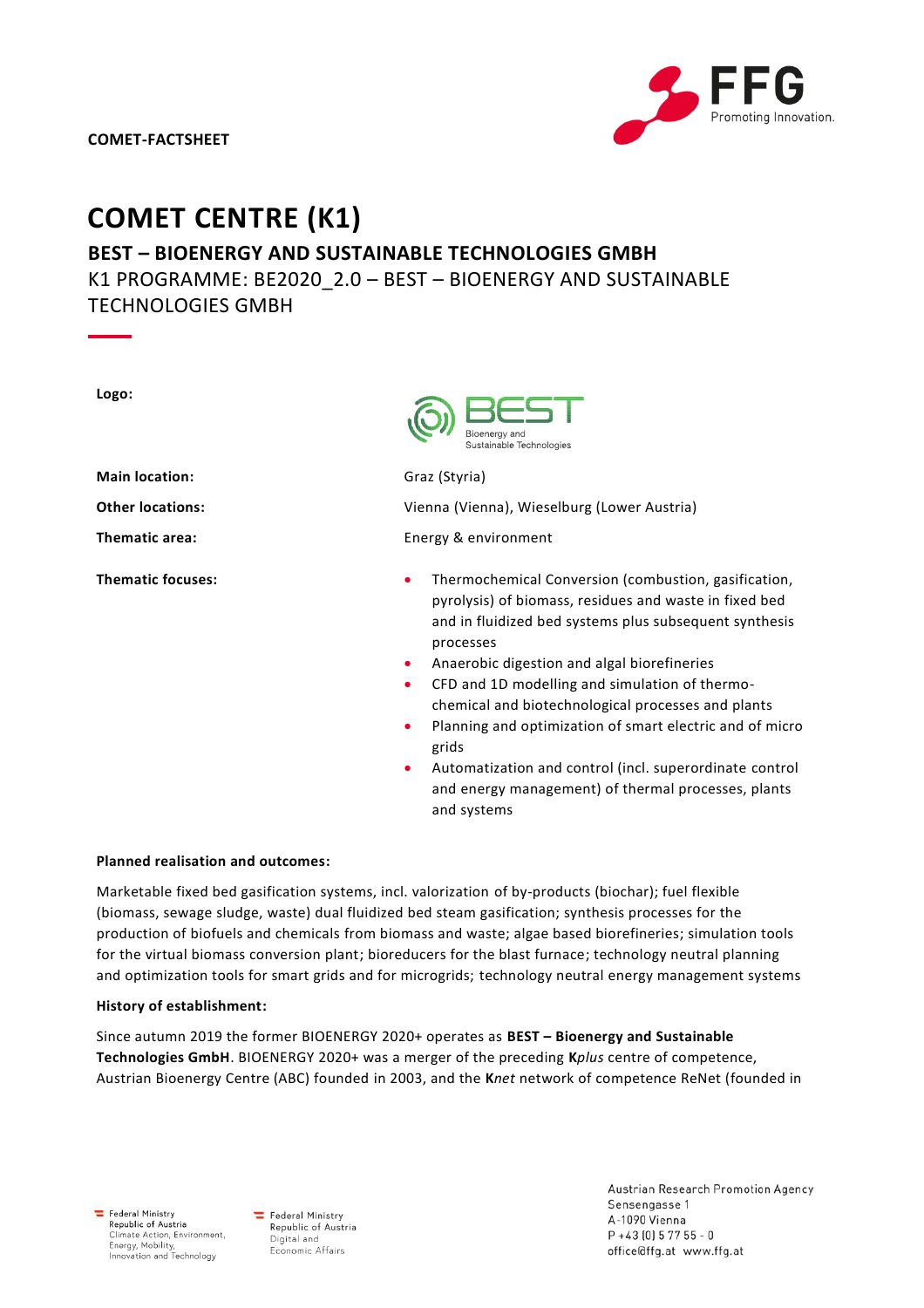COMET-FACTSHEET

# COMET CENTRE (K1)

## BEST – BIOENERGY AND SUSTAINABLE TECHNOLOGIES GMBH

K1 PROGRAMME: BE2020_2.0 – BEST – BIOENERGY AND SUSTAINABLE TECHNOLOGIES GMBH

| | |
|---|---|
| **Logo:** | BEST Bioenergy and Sustainable Technologies |
| **Main location:** | Graz (Styria) |
| **Other locations:** | Vienna (Vienna), Wieselburg (Lower Austria) |
| **Thematic area:** | Energy & environment |
| **Thematic focuses:** | • Thermochemical Conversion (combustion, gasification, pyrolysis) of biomass, residues and waste in fixed bed and in fluidized bed systems plus subsequent synthesis processes<br>• Anaerobic digestion and algal biorefineries<br>• CFD and 1D modelling and simulation of thermo-chemical and biotechnological processes and plants<br>• Planning and optimization of smart electric and of micro grids<br>• Automatization and control (incl. superordinate control and energy management) of thermal processes, plants and systems |

**Planned realisation and outcomes:**

Marketable fixed bed gasification systems, incl. valorization of by-products (biochar); fuel flexible (biomass, sewage sludge, waste) dual fluidized bed steam gasification; synthesis processes for the production of biofuels and chemicals from biomass and waste; algae based biorefineries; simulation tools for the virtual biomass conversion plant; bioreducers for the blast furnace; technology neutral planning and optimization tools for smart grids and for microgrids; technology neutral energy management systems

**History of establishment:**

Since autumn 2019 the former BIOENERGY 2020+ operates as **BEST – Bioenergy and Sustainable Technologies GmbH**. BIOENERGY 2020+ was a merger of the preceding **K***plus* centre of competence, Austrian Bioenergy Centre (ABC) founded in 2003, and the **K***net* network of competence ReNet (founded in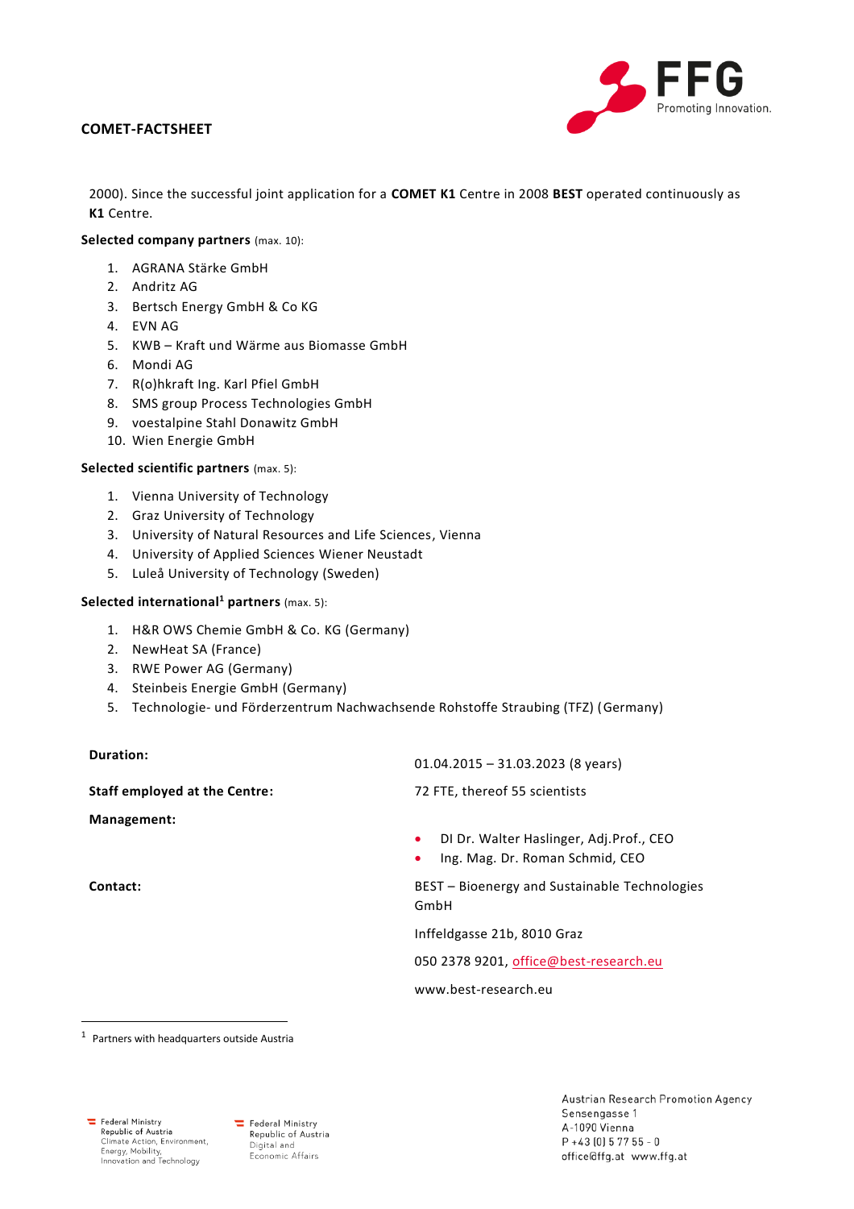2000). Since the successful joint application for a **COMET K1** Centre in 2008 **BEST** operated continuously as **K1** Centre.

**Selected company partners** (max. 10):

1. AGRANA Stärke GmbH
2. Andritz AG
3. Bertsch Energy GmbH & Co KG
4. EVN AG
5. KWB – Kraft und Wärme aus Biomasse GmbH
6. Mondi AG
7. R(o)hkraft Ing. Karl Pfiel GmbH
8. SMS group Process Technologies GmbH
9. voestalpine Stahl Donawitz GmbH
10. Wien Energie GmbH

**Selected scientific partners** (max. 5):

1. Vienna University of Technology
2. Graz University of Technology
3. University of Natural Resources and Life Sciences, Vienna
4. University of Applied Sciences Wiener Neustadt
5. Luleå University of Technology (Sweden)

**Selected international[1] partners** (max. 5):

1. H&R OWS Chemie GmbH & Co. KG (Germany)
2. NewHeat SA (France)
3. RWE Power AG (Germany)
4. Steinbeis Energie GmbH (Germany)
5. Technologie- und Förderzentrum Nachwachsende Rohstoffe Straubing (TFZ) (Germany)

**Duration:** 01.04.2015 – 31.03.2023 (8 years)

**Staff employed at the Centre:** 72 FTE, thereof 55 scientists

**Management:**

- DI Dr. Walter Haslinger, Adj.Prof., CEO
- Ing. Mag. Dr. Roman Schmid, CEO

**Contact:**

BEST – Bioenergy and Sustainable Technologies GmbH

Inffeldgasse 21b, 8010 Graz

050 2378 9201, office@best-research.eu

www.best-research.eu

[1] Partners with headquarters outside Austria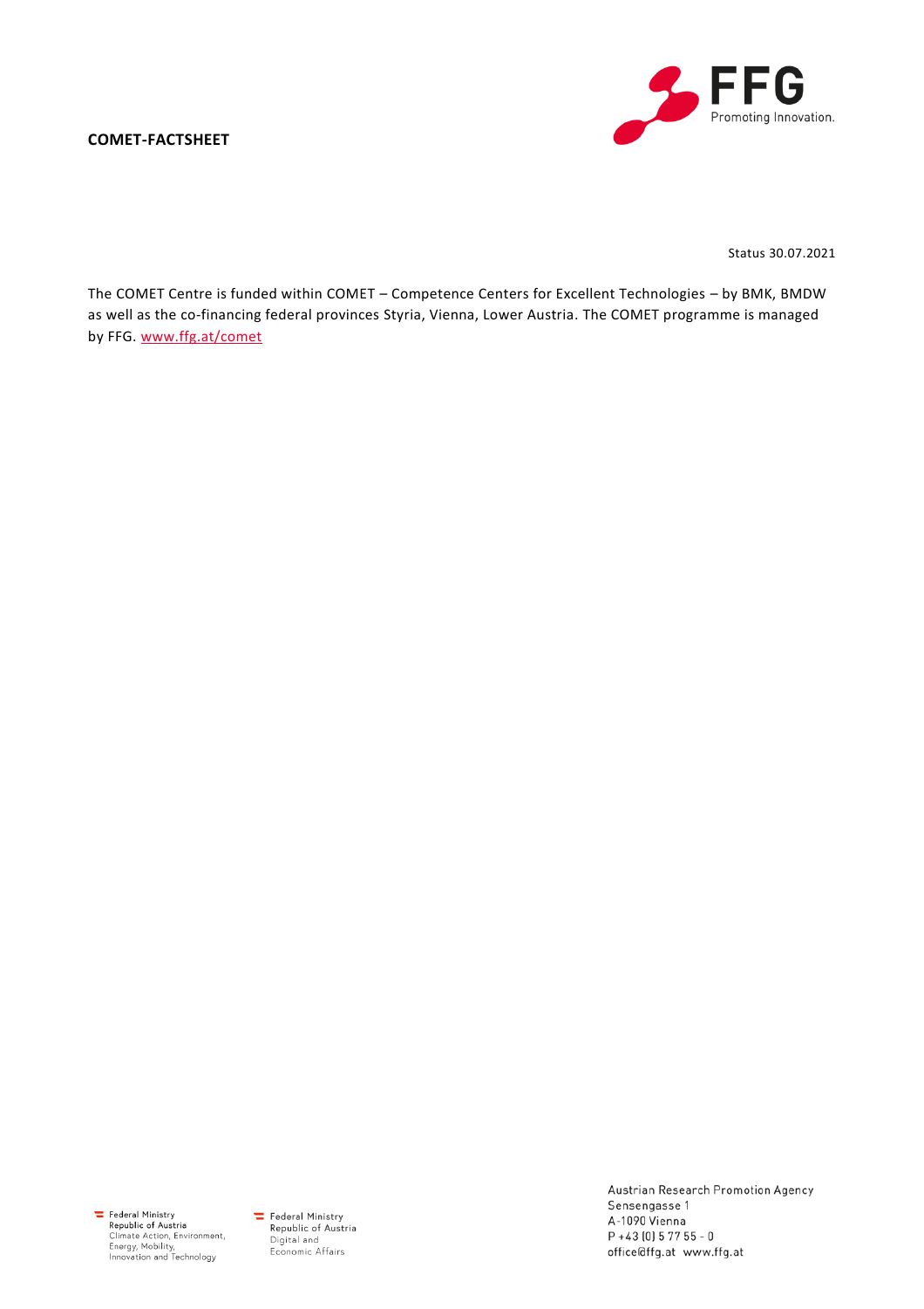**COMET-FACTSHEET**

Status 30.07.2021

The COMET Centre is funded within COMET – Competence Centers for Excellent Technologies – by BMK, BMDW as well as the co-financing federal provinces Styria, Vienna, Lower Austria. The COMET programme is managed by FFG. [www.ffg.at/comet](http://www.ffg.at/comet)